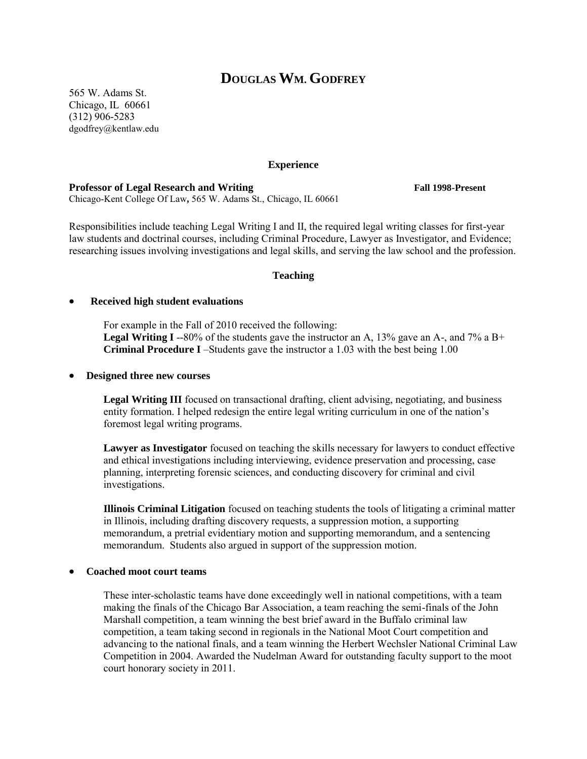# DOUGLAS WM. GODFREY

565 W. Adams St.
Chicago, IL 60661
(312) 906-5283
dgodfrey@kentlaw.edu

## Experience

**Professor of Legal Research and Writing** **Fall 1998-Present**
Chicago-Kent College Of Law**,** 565 W. Adams St., Chicago, IL 60661

Responsibilities include teaching Legal Writing I and II, the required legal writing classes for first-year law students and doctrinal courses, including Criminal Procedure, Lawyer as Investigator, and Evidence; researching issues involving investigations and legal skills, and serving the law school and the profession.

## Teaching

- **Received high student evaluations**

  For example in the Fall of 2010 received the following:
  **Legal Writing I** --80% of the students gave the instructor an A, 13% gave an A-, and 7% a B+
  **Criminal Procedure I** –Students gave the instructor a 1.03 with the best being 1.00

- **Designed three new courses**

  **Legal Writing III** focused on transactional drafting, client advising, negotiating, and business entity formation. I helped redesign the entire legal writing curriculum in one of the nation's foremost legal writing programs.

  **Lawyer as Investigator** focused on teaching the skills necessary for lawyers to conduct effective and ethical investigations including interviewing, evidence preservation and processing, case planning, interpreting forensic sciences, and conducting discovery for criminal and civil investigations.

  **Illinois Criminal Litigation** focused on teaching students the tools of litigating a criminal matter in Illinois, including drafting discovery requests, a suppression motion, a supporting memorandum, a pretrial evidentiary motion and supporting memorandum, and a sentencing memorandum. Students also argued in support of the suppression motion.

- **Coached moot court teams**

  These inter-scholastic teams have done exceedingly well in national competitions, with a team making the finals of the Chicago Bar Association, a team reaching the semi-finals of the John Marshall competition, a team winning the best brief award in the Buffalo criminal law competition, a team taking second in regionals in the National Moot Court competition and advancing to the national finals, and a team winning the Herbert Wechsler National Criminal Law Competition in 2004. Awarded the Nudelman Award for outstanding faculty support to the moot court honorary society in 2011.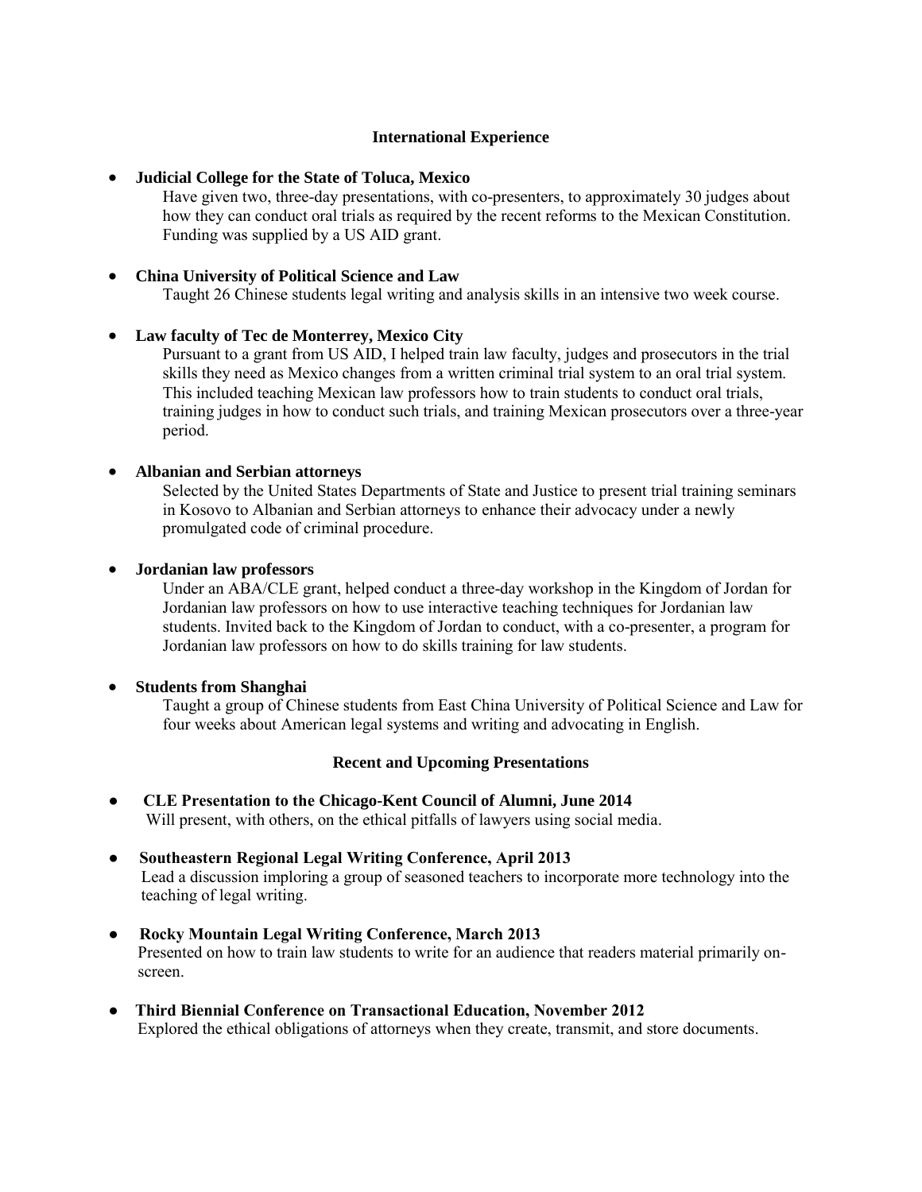## International Experience

- **Judicial College for the State of Toluca, Mexico**
  Have given two, three-day presentations, with co-presenters, to approximately 30 judges about how they can conduct oral trials as required by the recent reforms to the Mexican Constitution. Funding was supplied by a US AID grant.

- **China University of Political Science and Law**
  Taught 26 Chinese students legal writing and analysis skills in an intensive two week course.

- **Law faculty of Tec de Monterrey, Mexico City**
  Pursuant to a grant from US AID, I helped train law faculty, judges and prosecutors in the trial skills they need as Mexico changes from a written criminal trial system to an oral trial system. This included teaching Mexican law professors how to train students to conduct oral trials, training judges in how to conduct such trials, and training Mexican prosecutors over a three-year period.

- **Albanian and Serbian attorneys**
  Selected by the United States Departments of State and Justice to present trial training seminars in Kosovo to Albanian and Serbian attorneys to enhance their advocacy under a newly promulgated code of criminal procedure.

- **Jordanian law professors**
  Under an ABA/CLE grant, helped conduct a three-day workshop in the Kingdom of Jordan for Jordanian law professors on how to use interactive teaching techniques for Jordanian law students. Invited back to the Kingdom of Jordan to conduct, with a co-presenter, a program for Jordanian law professors on how to do skills training for law students.

- **Students from Shanghai**
  Taught a group of Chinese students from East China University of Political Science and Law for four weeks about American legal systems and writing and advocating in English.

## Recent and Upcoming Presentations

- **CLE Presentation to the Chicago-Kent Council of Alumni, June 2014**
  Will present, with others, on the ethical pitfalls of lawyers using social media.

- **Southeastern Regional Legal Writing Conference, April 2013**
  Lead a discussion imploring a group of seasoned teachers to incorporate more technology into the teaching of legal writing.

- **Rocky Mountain Legal Writing Conference, March 2013**
  Presented on how to train law students to write for an audience that readers material primarily on-screen.

- **Third Biennial Conference on Transactional Education, November 2012**
  Explored the ethical obligations of attorneys when they create, transmit, and store documents.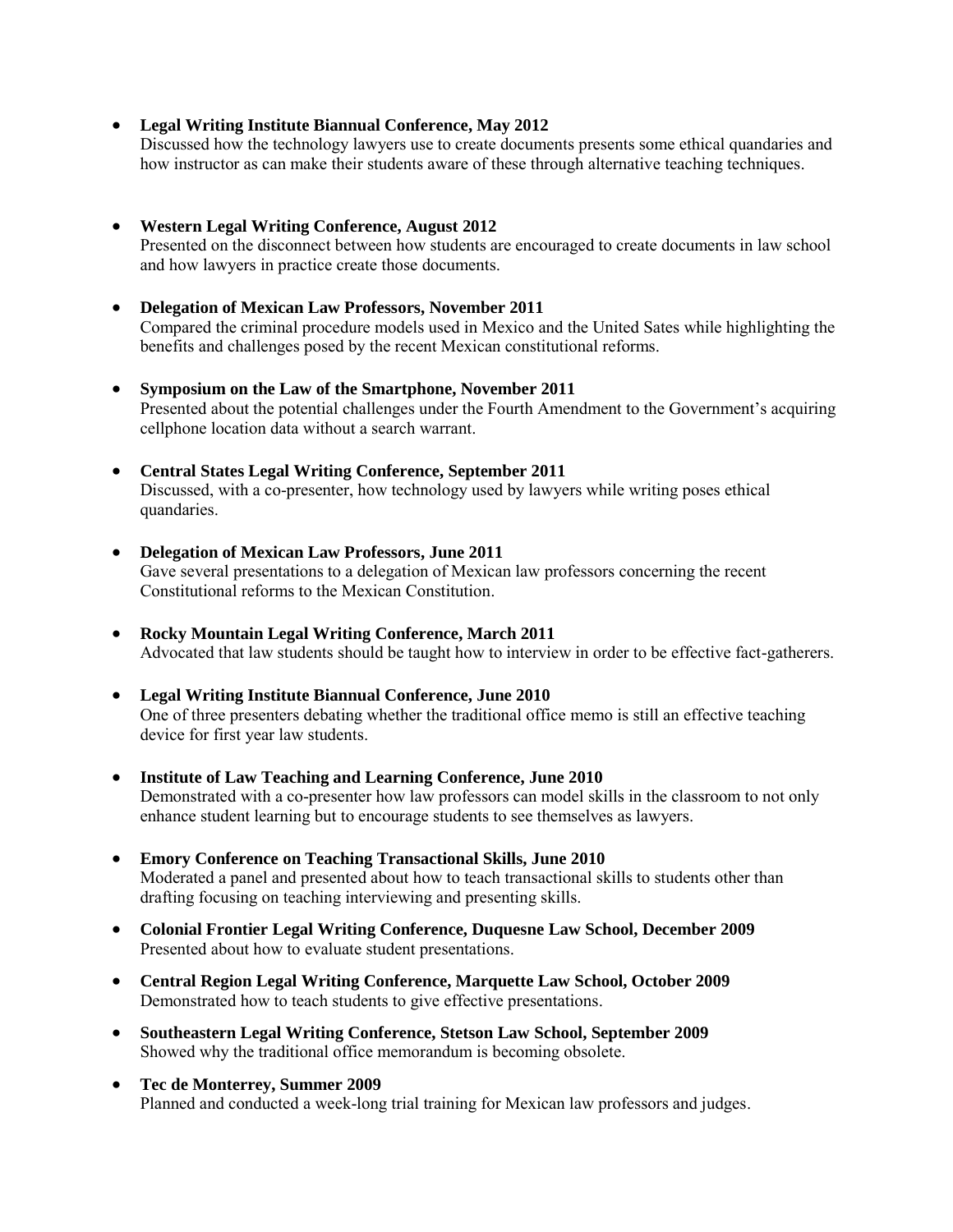- **Legal Writing Institute Biannual Conference, May 2012**
  Discussed how the technology lawyers use to create documents presents some ethical quandaries and how instructor as can make their students aware of these through alternative teaching techniques.

- **Western Legal Writing Conference, August 2012**
  Presented on the disconnect between how students are encouraged to create documents in law school and how lawyers in practice create those documents.

- **Delegation of Mexican Law Professors, November 2011**
  Compared the criminal procedure models used in Mexico and the United Sates while highlighting the benefits and challenges posed by the recent Mexican constitutional reforms.

- **Symposium on the Law of the Smartphone, November 2011**
  Presented about the potential challenges under the Fourth Amendment to the Government's acquiring cellphone location data without a search warrant.

- **Central States Legal Writing Conference, September 2011**
  Discussed, with a co-presenter, how technology used by lawyers while writing poses ethical quandaries.

- **Delegation of Mexican Law Professors, June 2011**
  Gave several presentations to a delegation of Mexican law professors concerning the recent Constitutional reforms to the Mexican Constitution.

- **Rocky Mountain Legal Writing Conference, March 2011**
  Advocated that law students should be taught how to interview in order to be effective fact-gatherers.

- **Legal Writing Institute Biannual Conference, June 2010**
  One of three presenters debating whether the traditional office memo is still an effective teaching device for first year law students.

- **Institute of Law Teaching and Learning Conference, June 2010**
  Demonstrated with a co-presenter how law professors can model skills in the classroom to not only enhance student learning but to encourage students to see themselves as lawyers.

- **Emory Conference on Teaching Transactional Skills, June 2010**
  Moderated a panel and presented about how to teach transactional skills to students other than drafting focusing on teaching interviewing and presenting skills.

- **Colonial Frontier Legal Writing Conference, Duquesne Law School, December 2009**
  Presented about how to evaluate student presentations.

- **Central Region Legal Writing Conference, Marquette Law School, October 2009**
  Demonstrated how to teach students to give effective presentations.

- **Southeastern Legal Writing Conference, Stetson Law School, September 2009**
  Showed why the traditional office memorandum is becoming obsolete.

- **Tec de Monterrey, Summer 2009**
  Planned and conducted a week-long trial training for Mexican law professors and judges.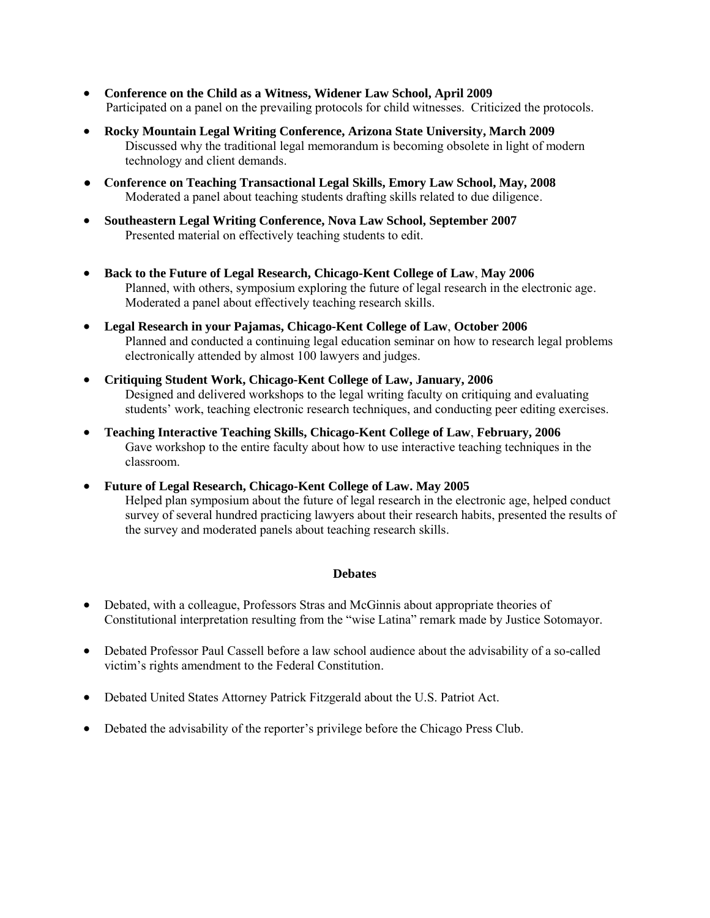- **Conference on the Child as a Witness, Widener Law School, April 2009**
  Participated on a panel on the prevailing protocols for child witnesses. Criticized the protocols.

- **Rocky Mountain Legal Writing Conference, Arizona State University, March 2009**
  Discussed why the traditional legal memorandum is becoming obsolete in light of modern technology and client demands.

- **Conference on Teaching Transactional Legal Skills, Emory Law School, May, 2008**
  Moderated a panel about teaching students drafting skills related to due diligence.

- **Southeastern Legal Writing Conference, Nova Law School, September 2007**
  Presented material on effectively teaching students to edit.

- **Back to the Future of Legal Research, Chicago-Kent College of Law, May 2006**
  Planned, with others, symposium exploring the future of legal research in the electronic age. Moderated a panel about effectively teaching research skills.

- **Legal Research in your Pajamas, Chicago-Kent College of Law, October 2006**
  Planned and conducted a continuing legal education seminar on how to research legal problems electronically attended by almost 100 lawyers and judges.

- **Critiquing Student Work, Chicago-Kent College of Law, January, 2006**
  Designed and delivered workshops to the legal writing faculty on critiquing and evaluating students' work, teaching electronic research techniques, and conducting peer editing exercises.

- **Teaching Interactive Teaching Skills, Chicago-Kent College of Law, February, 2006**
  Gave workshop to the entire faculty about how to use interactive teaching techniques in the classroom.

- **Future of Legal Research, Chicago-Kent College of Law. May 2005**
  Helped plan symposium about the future of legal research in the electronic age, helped conduct survey of several hundred practicing lawyers about their research habits, presented the results of the survey and moderated panels about teaching research skills.

## Debates

- Debated, with a colleague, Professors Stras and McGinnis about appropriate theories of Constitutional interpretation resulting from the "wise Latina" remark made by Justice Sotomayor.

- Debated Professor Paul Cassell before a law school audience about the advisability of a so-called victim's rights amendment to the Federal Constitution.

- Debated United States Attorney Patrick Fitzgerald about the U.S. Patriot Act.

- Debated the advisability of the reporter's privilege before the Chicago Press Club.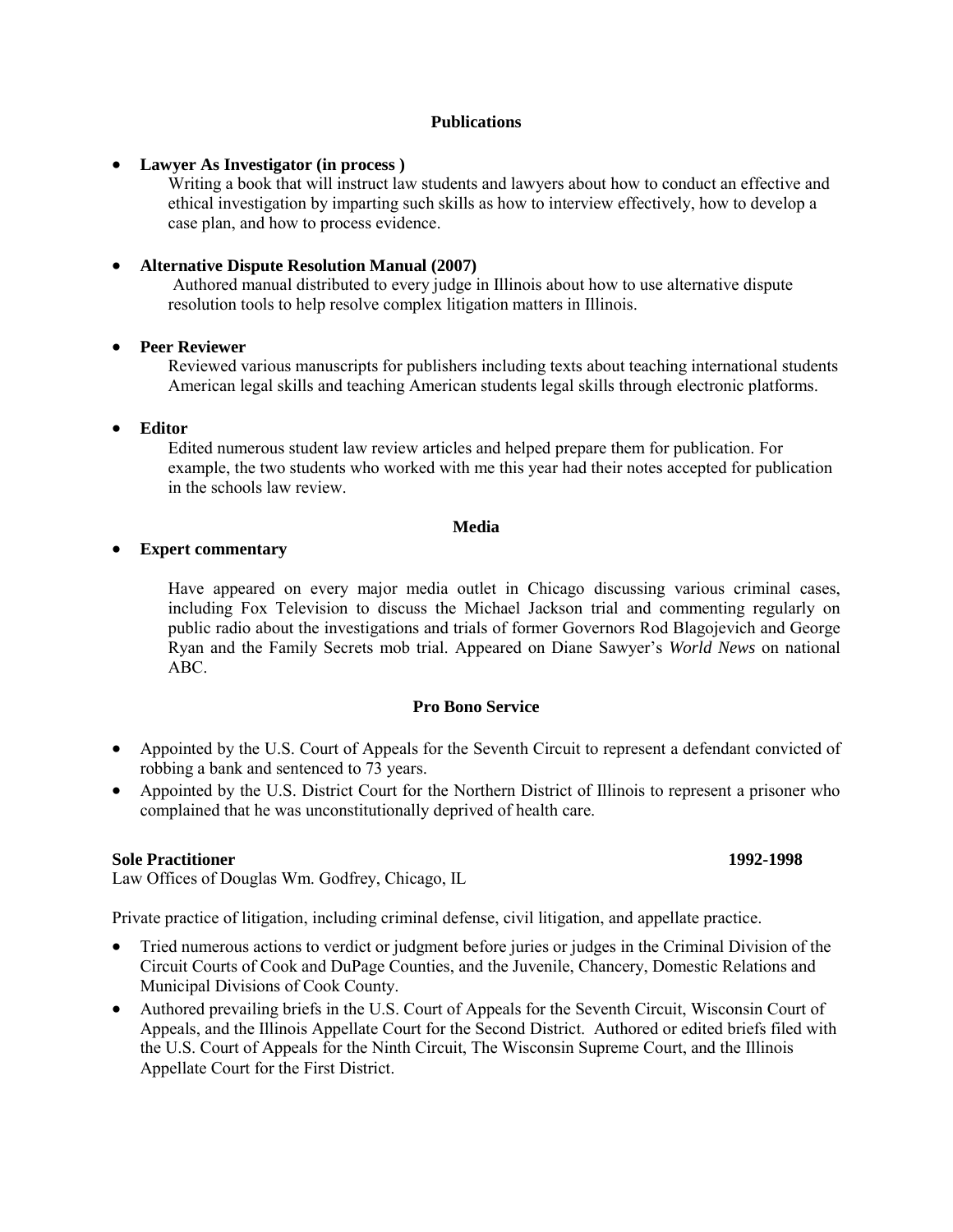### Publications

- **Lawyer As Investigator (in process )**

  Writing a book that will instruct law students and lawyers about how to conduct an effective and ethical investigation by imparting such skills as how to interview effectively, how to develop a case plan, and how to process evidence.

- **Alternative Dispute Resolution Manual (2007)**

  Authored manual distributed to every judge in Illinois about how to use alternative dispute resolution tools to help resolve complex litigation matters in Illinois.

- **Peer Reviewer**

  Reviewed various manuscripts for publishers including texts about teaching international students American legal skills and teaching American students legal skills through electronic platforms.

- **Editor**

  Edited numerous student law review articles and helped prepare them for publication. For example, the two students who worked with me this year had their notes accepted for publication in the schools law review.

### Media

- **Expert commentary**

  Have appeared on every major media outlet in Chicago discussing various criminal cases, including Fox Television to discuss the Michael Jackson trial and commenting regularly on public radio about the investigations and trials of former Governors Rod Blagojevich and George Ryan and the Family Secrets mob trial. Appeared on Diane Sawyer's *World News* on national ABC.

### Pro Bono Service

- Appointed by the U.S. Court of Appeals for the Seventh Circuit to represent a defendant convicted of robbing a bank and sentenced to 73 years.
- Appointed by the U.S. District Court for the Northern District of Illinois to represent a prisoner who complained that he was unconstitutionally deprived of health care.

**Sole Practitioner** **1992-1998**

Law Offices of Douglas Wm. Godfrey, Chicago, IL

Private practice of litigation, including criminal defense, civil litigation, and appellate practice.

- Tried numerous actions to verdict or judgment before juries or judges in the Criminal Division of the Circuit Courts of Cook and DuPage Counties, and the Juvenile, Chancery, Domestic Relations and Municipal Divisions of Cook County.
- Authored prevailing briefs in the U.S. Court of Appeals for the Seventh Circuit, Wisconsin Court of Appeals, and the Illinois Appellate Court for the Second District. Authored or edited briefs filed with the U.S. Court of Appeals for the Ninth Circuit, The Wisconsin Supreme Court, and the Illinois Appellate Court for the First District.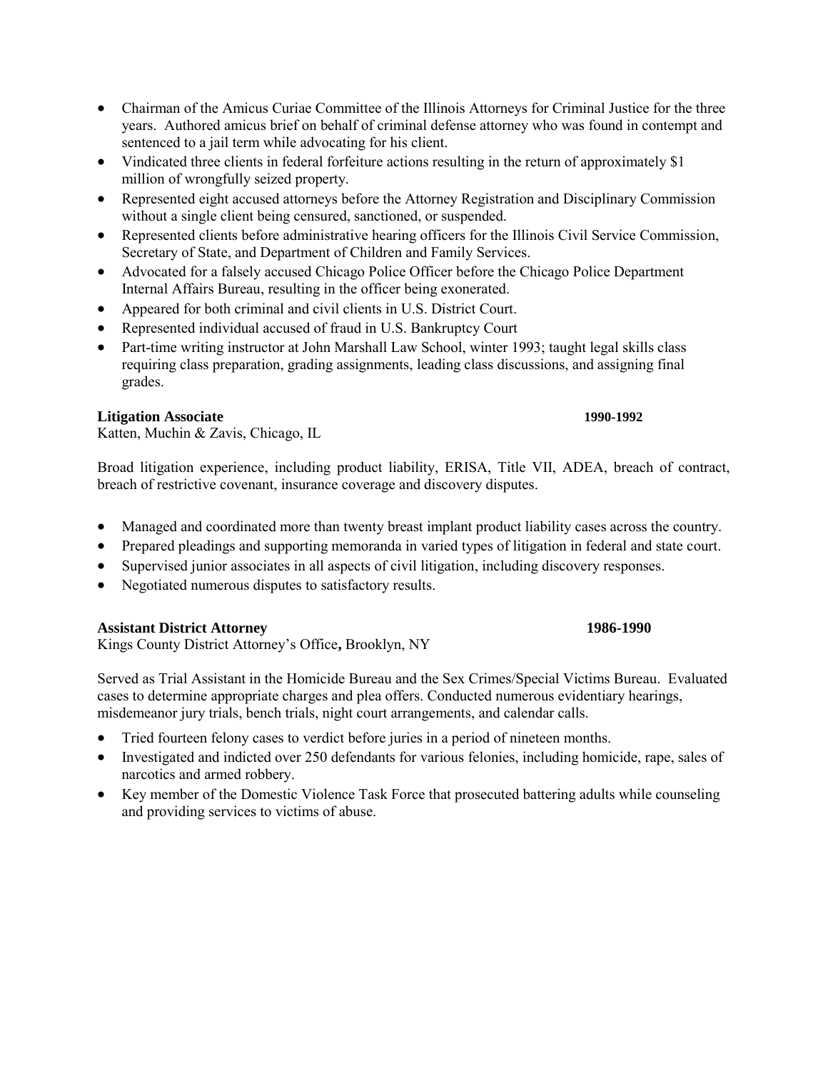- Chairman of the Amicus Curiae Committee of the Illinois Attorneys for Criminal Justice for the three years. Authored amicus brief on behalf of criminal defense attorney who was found in contempt and sentenced to a jail term while advocating for his client.
- Vindicated three clients in federal forfeiture actions resulting in the return of approximately $1 million of wrongfully seized property.
- Represented eight accused attorneys before the Attorney Registration and Disciplinary Commission without a single client being censured, sanctioned, or suspended.
- Represented clients before administrative hearing officers for the Illinois Civil Service Commission, Secretary of State, and Department of Children and Family Services.
- Advocated for a falsely accused Chicago Police Officer before the Chicago Police Department Internal Affairs Bureau, resulting in the officer being exonerated.
- Appeared for both criminal and civil clients in U.S. District Court.
- Represented individual accused of fraud in U.S. Bankruptcy Court
- Part-time writing instructor at John Marshall Law School, winter 1993; taught legal skills class requiring class preparation, grading assignments, leading class discussions, and assigning final grades.

**Litigation Associate** **1990-1992**
Katten, Muchin & Zavis, Chicago, IL

Broad litigation experience, including product liability, ERISA, Title VII, ADEA, breach of contract, breach of restrictive covenant, insurance coverage and discovery disputes.

- Managed and coordinated more than twenty breast implant product liability cases across the country.
- Prepared pleadings and supporting memoranda in varied types of litigation in federal and state court.
- Supervised junior associates in all aspects of civil litigation, including discovery responses.
- Negotiated numerous disputes to satisfactory results.

**Assistant District Attorney** **1986-1990**
Kings County District Attorney's Office**,** Brooklyn, NY

Served as Trial Assistant in the Homicide Bureau and the Sex Crimes/Special Victims Bureau. Evaluated cases to determine appropriate charges and plea offers. Conducted numerous evidentiary hearings, misdemeanor jury trials, bench trials, night court arrangements, and calendar calls.

- Tried fourteen felony cases to verdict before juries in a period of nineteen months.
- Investigated and indicted over 250 defendants for various felonies, including homicide, rape, sales of narcotics and armed robbery.
- Key member of the Domestic Violence Task Force that prosecuted battering adults while counseling and providing services to victims of abuse.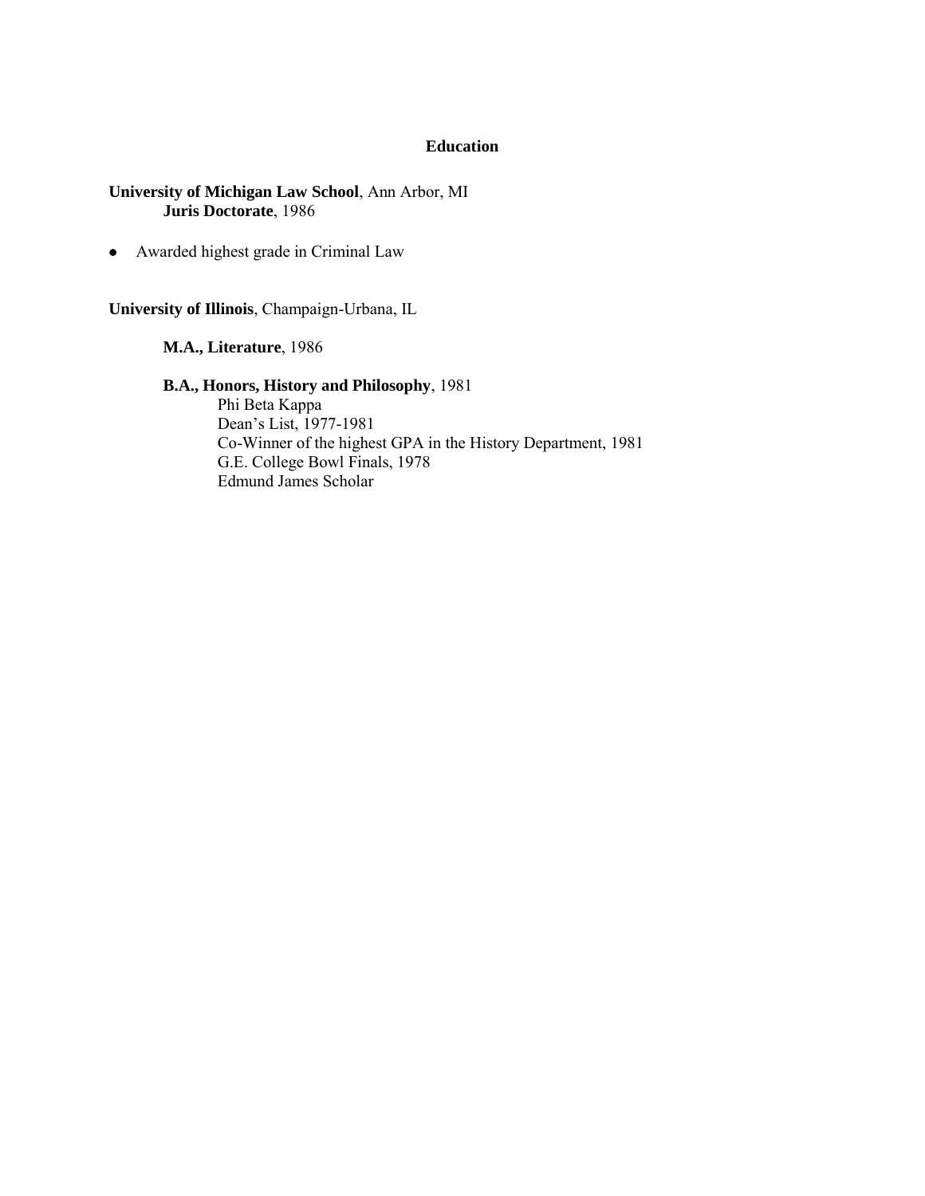## Education

**University of Michigan Law School**, Ann Arbor, MI
**Juris Doctorate**, 1986

- Awarded highest grade in Criminal Law

**University of Illinois**, Champaign-Urbana, IL

**M.A., Literature**, 1986

**B.A., Honors, History and Philosophy**, 1981
Phi Beta Kappa
Dean's List, 1977-1981
Co-Winner of the highest GPA in the History Department, 1981
G.E. College Bowl Finals, 1978
Edmund James Scholar